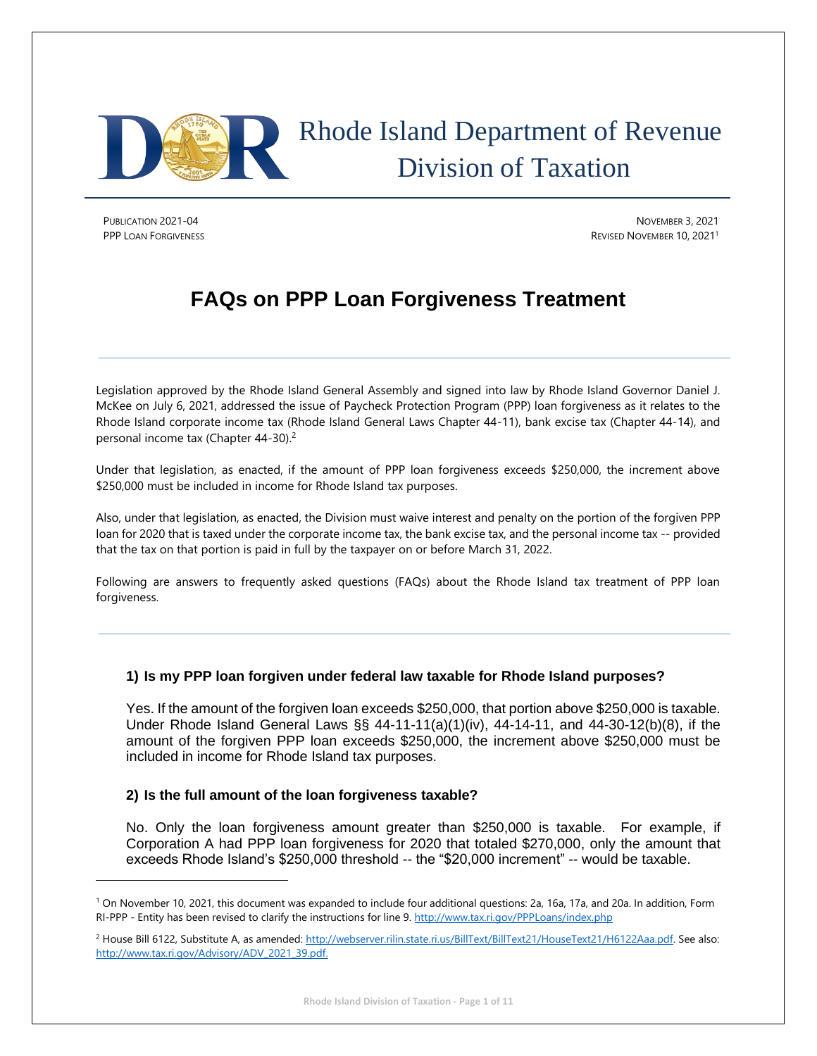# Rhode Island Department of Revenue Division of Taxation

PUBLICATION 2021-04
PPP LOAN FORGIVENESS

NOVEMBER 3, 2021
REVISED NOVEMBER 10, 2021[1]

## FAQs on PPP Loan Forgiveness Treatment

---

Legislation approved by the Rhode Island General Assembly and signed into law by Rhode Island Governor Daniel J. McKee on July 6, 2021, addressed the issue of Paycheck Protection Program (PPP) loan forgiveness as it relates to the Rhode Island corporate income tax (Rhode Island General Laws Chapter 44-11), bank excise tax (Chapter 44-14), and personal income tax (Chapter 44-30).[2]

Under that legislation, as enacted, if the amount of PPP loan forgiveness exceeds $250,000, the increment above $250,000 must be included in income for Rhode Island tax purposes.

Also, under that legislation, as enacted, the Division must waive interest and penalty on the portion of the forgiven PPP loan for 2020 that is taxed under the corporate income tax, the bank excise tax, and the personal income tax -- provided that the tax on that portion is paid in full by the taxpayer on or before March 31, 2022.

Following are answers to frequently asked questions (FAQs) about the Rhode Island tax treatment of PPP loan forgiveness.

---

### 1) Is my PPP loan forgiven under federal law taxable for Rhode Island purposes?

Yes. If the amount of the forgiven loan exceeds $250,000, that portion above $250,000 is taxable. Under Rhode Island General Laws §§ 44-11-11(a)(1)(iv), 44-14-11, and 44-30-12(b)(8), if the amount of the forgiven PPP loan exceeds $250,000, the increment above $250,000 must be included in income for Rhode Island tax purposes.

### 2) Is the full amount of the loan forgiveness taxable?

No. Only the loan forgiveness amount greater than $250,000 is taxable. For example, if Corporation A had PPP loan forgiveness for 2020 that totaled $270,000, only the amount that exceeds Rhode Island's $250,000 threshold -- the "$20,000 increment" -- would be taxable.

---

[1] On November 10, 2021, this document was expanded to include four additional questions: 2a, 16a, 17a, and 20a. In addition, Form RI-PPP - Entity has been revised to clarify the instructions for line 9. http://www.tax.ri.gov/PPPLoans/index.php

[2] House Bill 6122, Substitute A, as amended: http://webserver.rilin.state.ri.us/BillText/BillText21/HouseText21/H6122Aaa.pdf. See also: http://www.tax.ri.gov/Advisory/ADV_2021_39.pdf.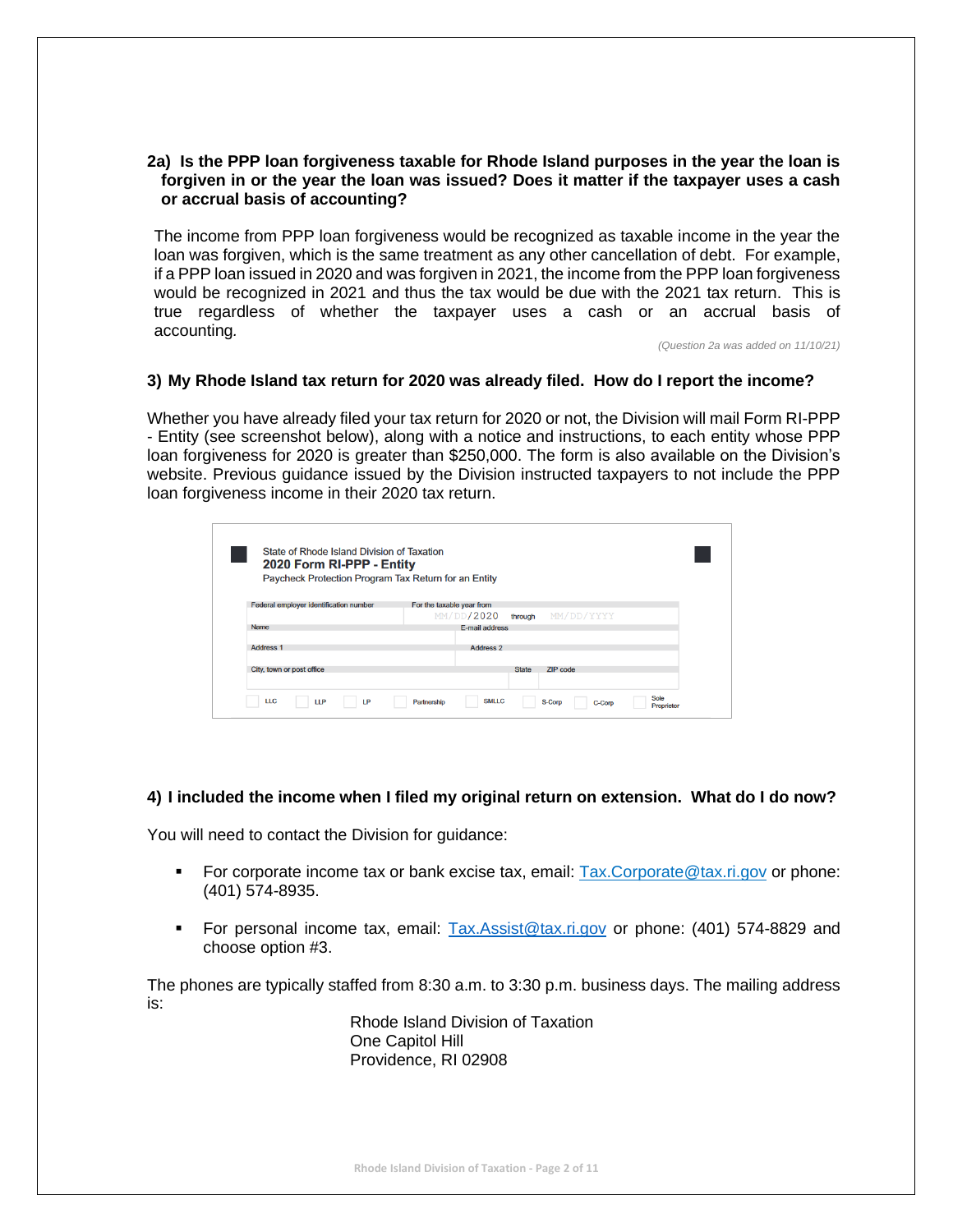**2a) Is the PPP loan forgiveness taxable for Rhode Island purposes in the year the loan is forgiven in or the year the loan was issued? Does it matter if the taxpayer uses a cash or accrual basis of accounting?**

The income from PPP loan forgiveness would be recognized as taxable income in the year the loan was forgiven, which is the same treatment as any other cancellation of debt. For example, if a PPP loan issued in 2020 and was forgiven in 2021, the income from the PPP loan forgiveness would be recognized in 2021 and thus the tax would be due with the 2021 tax return. This is true regardless of whether the taxpayer uses a cash or an accrual basis of accounting.

*(Question 2a was added on 11/10/21)*

**3) My Rhode Island tax return for 2020 was already filed. How do I report the income?**

Whether you have already filed your tax return for 2020 or not, the Division will mail Form RI-PPP - Entity (see screenshot below), along with a notice and instructions, to each entity whose PPP loan forgiveness for 2020 is greater than $250,000. The form is also available on the Division's website. Previous guidance issued by the Division instructed taxpayers to not include the PPP loan forgiveness income in their 2020 tax return.

State of Rhode Island Division of Taxation
**2020 Form RI-PPP - Entity**
Paycheck Protection Program Tax Return for an Entity

| Federal employer identification number | For the taxable year from MM/DD/2020 through MM/DD/YYYY |
|---|---|
| Name | E-mail address |
| Address 1 | Address 2 |
| City, town or post office | State / ZIP code |

☐ LLC ☐ LLP ☐ LP ☐ Partnership ☐ SMLLC ☐ S-Corp ☐ C-Corp ☐ Sole Proprietor

**4) I included the income when I filed my original return on extension. What do I do now?**

You will need to contact the Division for guidance:

- For corporate income tax or bank excise tax, email: Tax.Corporate@tax.ri.gov or phone: (401) 574-8935.
- For personal income tax, email: Tax.Assist@tax.ri.gov or phone: (401) 574-8829 and choose option #3.

The phones are typically staffed from 8:30 a.m. to 3:30 p.m. business days. The mailing address is:

Rhode Island Division of Taxation
One Capitol Hill
Providence, RI 02908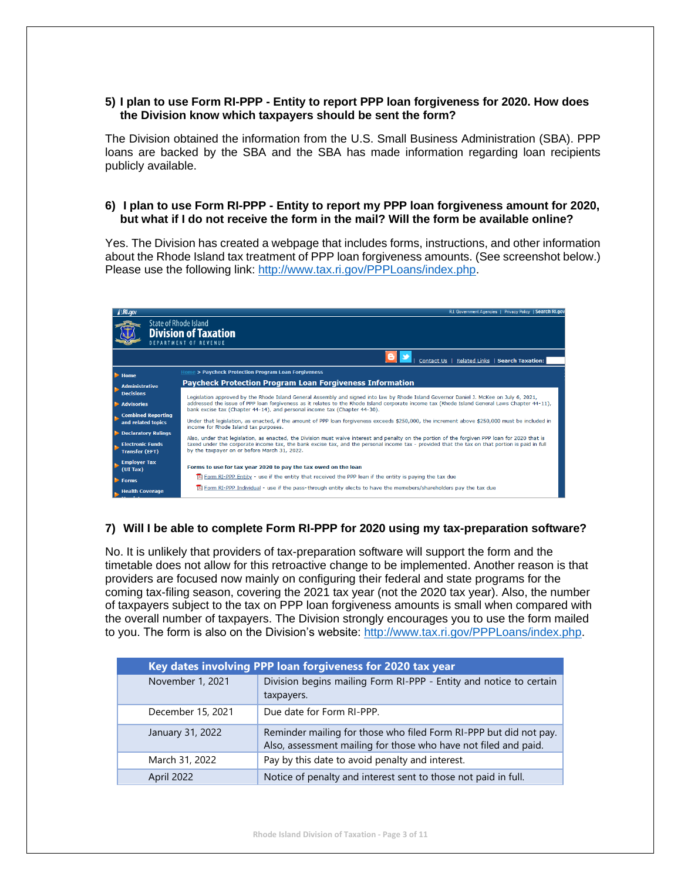**5) I plan to use Form RI-PPP - Entity to report PPP loan forgiveness for 2020. How does the Division know which taxpayers should be sent the form?**

The Division obtained the information from the U.S. Small Business Administration (SBA). PPP loans are backed by the SBA and the SBA has made information regarding loan recipients publicly available.

**6) I plan to use Form RI-PPP - Entity to report my PPP loan forgiveness amount for 2020, but what if I do not receive the form in the mail? Will the form be available online?**

Yes. The Division has created a webpage that includes forms, instructions, and other information about the Rhode Island tax treatment of PPP loan forgiveness amounts. (See screenshot below.) Please use the following link: http://www.tax.ri.gov/PPPLoans/index.php.

**7) Will I be able to complete Form RI-PPP for 2020 using my tax-preparation software?**

No. It is unlikely that providers of tax-preparation software will support the form and the timetable does not allow for this retroactive change to be implemented. Another reason is that providers are focused now mainly on configuring their federal and state programs for the coming tax-filing season, covering the 2021 tax year (not the 2020 tax year). Also, the number of taxpayers subject to the tax on PPP loan forgiveness amounts is small when compared with the overall number of taxpayers. The Division strongly encourages you to use the form mailed to you. The form is also on the Division's website: http://www.tax.ri.gov/PPPLoans/index.php.

| Key dates involving PPP loan forgiveness for 2020 tax year | |
| --- | --- |
| November 1, 2021 | Division begins mailing Form RI-PPP - Entity and notice to certain taxpayers. |
| December 15, 2021 | Due date for Form RI-PPP. |
| January 31, 2022 | Reminder mailing for those who filed Form RI-PPP but did not pay. Also, assessment mailing for those who have not filed and paid. |
| March 31, 2022 | Pay by this date to avoid penalty and interest. |
| April 2022 | Notice of penalty and interest sent to those not paid in full. |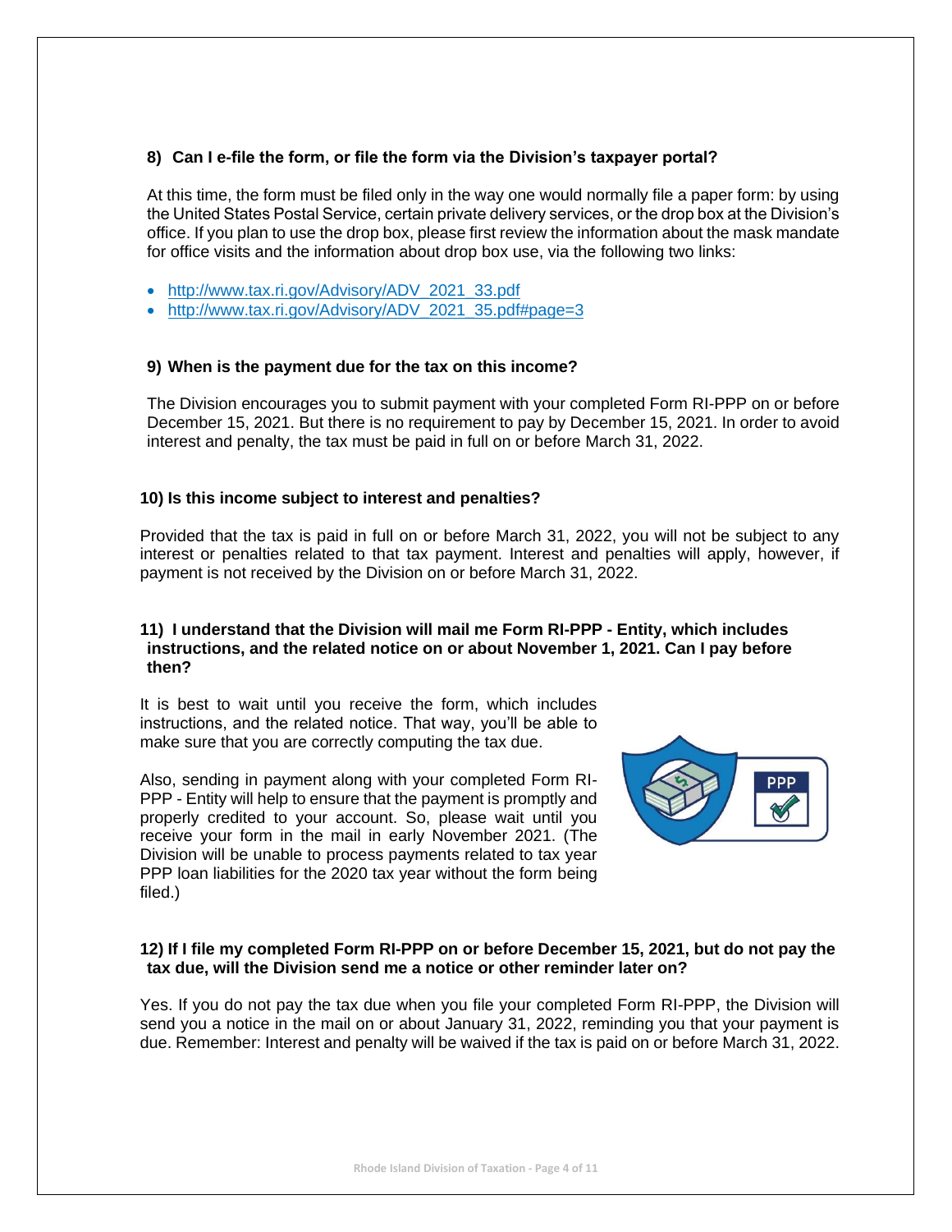### 8) Can I e-file the form, or file the form via the Division's taxpayer portal?

At this time, the form must be filed only in the way one would normally file a paper form: by using the United States Postal Service, certain private delivery services, or the drop box at the Division's office. If you plan to use the drop box, please first review the information about the mask mandate for office visits and the information about drop box use, via the following two links:

- http://www.tax.ri.gov/Advisory/ADV_2021_33.pdf
- http://www.tax.ri.gov/Advisory/ADV_2021_35.pdf#page=3

### 9) When is the payment due for the tax on this income?

The Division encourages you to submit payment with your completed Form RI-PPP on or before December 15, 2021. But there is no requirement to pay by December 15, 2021. In order to avoid interest and penalty, the tax must be paid in full on or before March 31, 2022.

### 10) Is this income subject to interest and penalties?

Provided that the tax is paid in full on or before March 31, 2022, you will not be subject to any interest or penalties related to that tax payment. Interest and penalties will apply, however, if payment is not received by the Division on or before March 31, 2022.

### 11) I understand that the Division will mail me Form RI-PPP - Entity, which includes instructions, and the related notice on or about November 1, 2021. Can I pay before then?

It is best to wait until you receive the form, which includes instructions, and the related notice. That way, you'll be able to make sure that you are correctly computing the tax due.

Also, sending in payment along with your completed Form RI-PPP - Entity will help to ensure that the payment is promptly and properly credited to your account. So, please wait until you receive your form in the mail in early November 2021. (The Division will be unable to process payments related to tax year PPP loan liabilities for the 2020 tax year without the form being filed.)

### 12) If I file my completed Form RI-PPP on or before December 15, 2021, but do not pay the tax due, will the Division send me a notice or other reminder later on?

Yes. If you do not pay the tax due when you file your completed Form RI-PPP, the Division will send you a notice in the mail on or about January 31, 2022, reminding you that your payment is due. Remember: Interest and penalty will be waived if the tax is paid on or before March 31, 2022.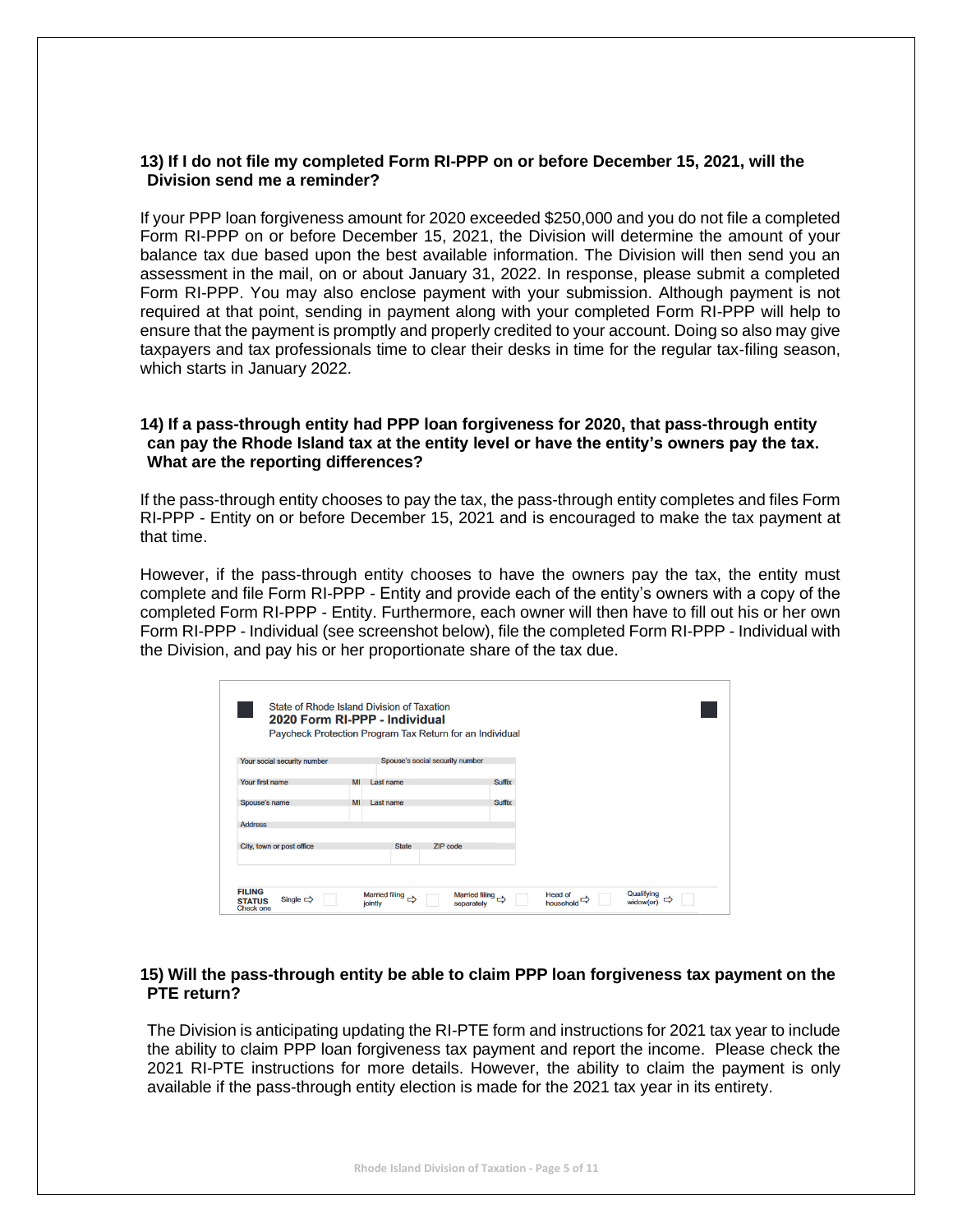**13) If I do not file my completed Form RI-PPP on or before December 15, 2021, will the Division send me a reminder?**

If your PPP loan forgiveness amount for 2020 exceeded $250,000 and you do not file a completed Form RI-PPP on or before December 15, 2021, the Division will determine the amount of your balance tax due based upon the best available information. The Division will then send you an assessment in the mail, on or about January 31, 2022. In response, please submit a completed Form RI-PPP. You may also enclose payment with your submission. Although payment is not required at that point, sending in payment along with your completed Form RI-PPP will help to ensure that the payment is promptly and properly credited to your account. Doing so also may give taxpayers and tax professionals time to clear their desks in time for the regular tax-filing season, which starts in January 2022.

**14) If a pass-through entity had PPP loan forgiveness for 2020, that pass-through entity can pay the Rhode Island tax at the entity level or have the entity's owners pay the tax. What are the reporting differences?**

If the pass-through entity chooses to pay the tax, the pass-through entity completes and files Form RI-PPP - Entity on or before December 15, 2021 and is encouraged to make the tax payment at that time.

However, if the pass-through entity chooses to have the owners pay the tax, the entity must complete and file Form RI-PPP - Entity and provide each of the entity's owners with a copy of the completed Form RI-PPP - Entity. Furthermore, each owner will then have to fill out his or her own Form RI-PPP - Individual (see screenshot below), file the completed Form RI-PPP - Individual with the Division, and pay his or her proportionate share of the tax due.

State of Rhode Island Division of Taxation
**2020 Form RI-PPP - Individual**
Paycheck Protection Program Tax Return for an Individual

Your social security number | Spouse's social security number
Your first name | MI | Last name | Suffix
Spouse's name | MI | Last name | Suffix
Address
City, town or post office | State | ZIP code

FILING STATUS Check one: Single | Married filing jointly | Married filing separately | Head of household | Qualifying widow(er)

**15) Will the pass-through entity be able to claim PPP loan forgiveness tax payment on the PTE return?**

The Division is anticipating updating the RI-PTE form and instructions for 2021 tax year to include the ability to claim PPP loan forgiveness tax payment and report the income. Please check the 2021 RI-PTE instructions for more details. However, the ability to claim the payment is only available if the pass-through entity election is made for the 2021 tax year in its entirety.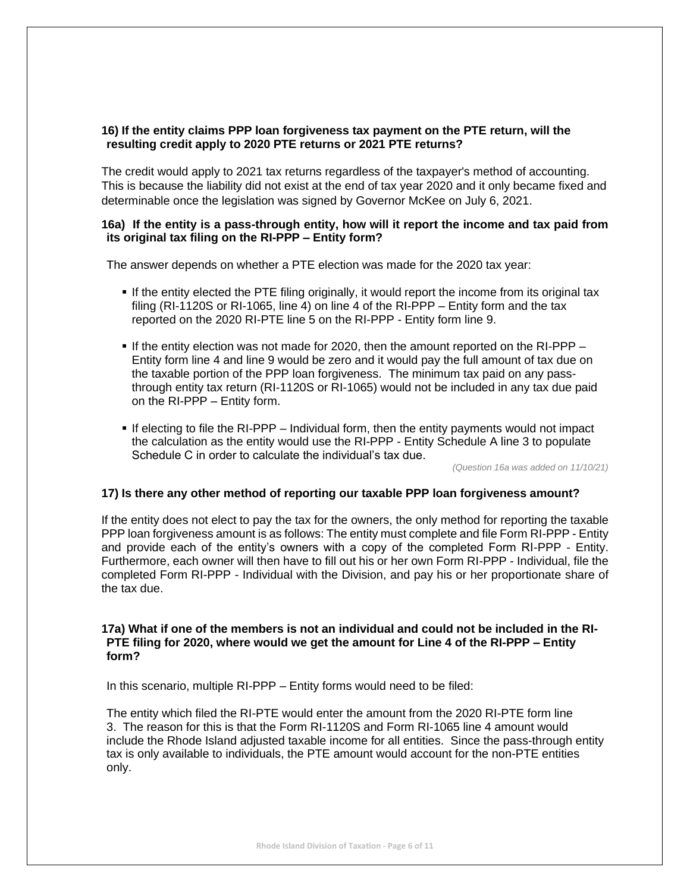**16) If the entity claims PPP loan forgiveness tax payment on the PTE return, will the resulting credit apply to 2020 PTE returns or 2021 PTE returns?**

The credit would apply to 2021 tax returns regardless of the taxpayer's method of accounting. This is because the liability did not exist at the end of tax year 2020 and it only became fixed and determinable once the legislation was signed by Governor McKee on July 6, 2021.

**16a) If the entity is a pass-through entity, how will it report the income and tax paid from its original tax filing on the RI-PPP – Entity form?**

The answer depends on whether a PTE election was made for the 2020 tax year:

- If the entity elected the PTE filing originally, it would report the income from its original tax filing (RI-1120S or RI-1065, line 4) on line 4 of the RI-PPP – Entity form and the tax reported on the 2020 RI-PTE line 5 on the RI-PPP - Entity form line 9.
- If the entity election was not made for 2020, then the amount reported on the RI-PPP – Entity form line 4 and line 9 would be zero and it would pay the full amount of tax due on the taxable portion of the PPP loan forgiveness. The minimum tax paid on any pass-through entity tax return (RI-1120S or RI-1065) would not be included in any tax due paid on the RI-PPP – Entity form.
- If electing to file the RI-PPP – Individual form, then the entity payments would not impact the calculation as the entity would use the RI-PPP - Entity Schedule A line 3 to populate Schedule C in order to calculate the individual's tax due.

*(Question 16a was added on 11/10/21)*

**17) Is there any other method of reporting our taxable PPP loan forgiveness amount?**

If the entity does not elect to pay the tax for the owners, the only method for reporting the taxable PPP loan forgiveness amount is as follows: The entity must complete and file Form RI-PPP - Entity and provide each of the entity's owners with a copy of the completed Form RI-PPP - Entity. Furthermore, each owner will then have to fill out his or her own Form RI-PPP - Individual, file the completed Form RI-PPP - Individual with the Division, and pay his or her proportionate share of the tax due.

**17a) What if one of the members is not an individual and could not be included in the RI-PTE filing for 2020, where would we get the amount for Line 4 of the RI-PPP – Entity form?**

In this scenario, multiple RI-PPP – Entity forms would need to be filed:

The entity which filed the RI-PTE would enter the amount from the 2020 RI-PTE form line 3. The reason for this is that the Form RI-1120S and Form RI-1065 line 4 amount would include the Rhode Island adjusted taxable income for all entities. Since the pass-through entity tax is only available to individuals, the PTE amount would account for the non-PTE entities only.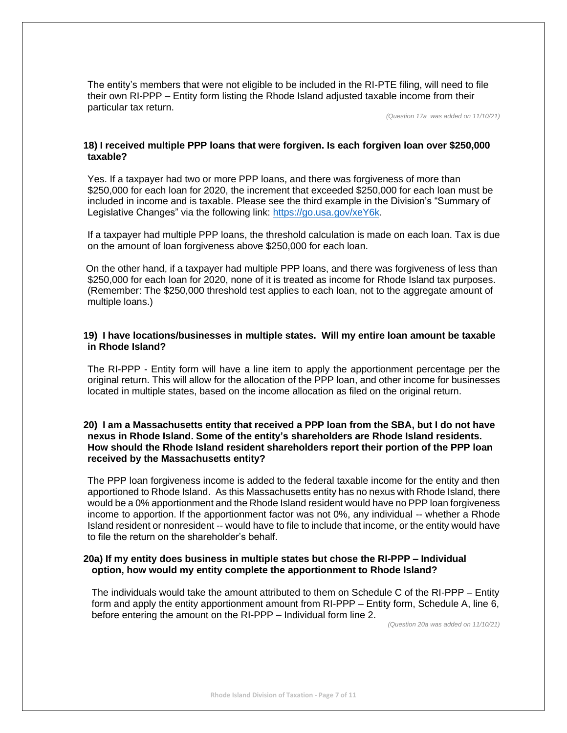The entity's members that were not eligible to be included in the RI-PTE filing, will need to file their own RI-PPP – Entity form listing the Rhode Island adjusted taxable income from their particular tax return.

*(Question 17a was added on 11/10/21)*

**18) I received multiple PPP loans that were forgiven. Is each forgiven loan over $250,000 taxable?**

Yes. If a taxpayer had two or more PPP loans, and there was forgiveness of more than $250,000 for each loan for 2020, the increment that exceeded $250,000 for each loan must be included in income and is taxable. Please see the third example in the Division's "Summary of Legislative Changes" via the following link: [https://go.usa.gov/xeY6k](https://go.usa.gov/xeY6k).

If a taxpayer had multiple PPP loans, the threshold calculation is made on each loan. Tax is due on the amount of loan forgiveness above $250,000 for each loan.

On the other hand, if a taxpayer had multiple PPP loans, and there was forgiveness of less than $250,000 for each loan for 2020, none of it is treated as income for Rhode Island tax purposes. (Remember: The $250,000 threshold test applies to each loan, not to the aggregate amount of multiple loans.)

**19) I have locations/businesses in multiple states. Will my entire loan amount be taxable in Rhode Island?**

The RI-PPP - Entity form will have a line item to apply the apportionment percentage per the original return. This will allow for the allocation of the PPP loan, and other income for businesses located in multiple states, based on the income allocation as filed on the original return.

**20) I am a Massachusetts entity that received a PPP loan from the SBA, but I do not have nexus in Rhode Island. Some of the entity's shareholders are Rhode Island residents. How should the Rhode Island resident shareholders report their portion of the PPP loan received by the Massachusetts entity?**

The PPP loan forgiveness income is added to the federal taxable income for the entity and then apportioned to Rhode Island. As this Massachusetts entity has no nexus with Rhode Island, there would be a 0% apportionment and the Rhode Island resident would have no PPP loan forgiveness income to apportion. If the apportionment factor was not 0%, any individual -- whether a Rhode Island resident or nonresident -- would have to file to include that income, or the entity would have to file the return on the shareholder's behalf.

**20a) If my entity does business in multiple states but chose the RI-PPP – Individual option, how would my entity complete the apportionment to Rhode Island?**

The individuals would take the amount attributed to them on Schedule C of the RI-PPP – Entity form and apply the entity apportionment amount from RI-PPP – Entity form, Schedule A, line 6, before entering the amount on the RI-PPP – Individual form line 2.

*(Question 20a was added on 11/10/21)*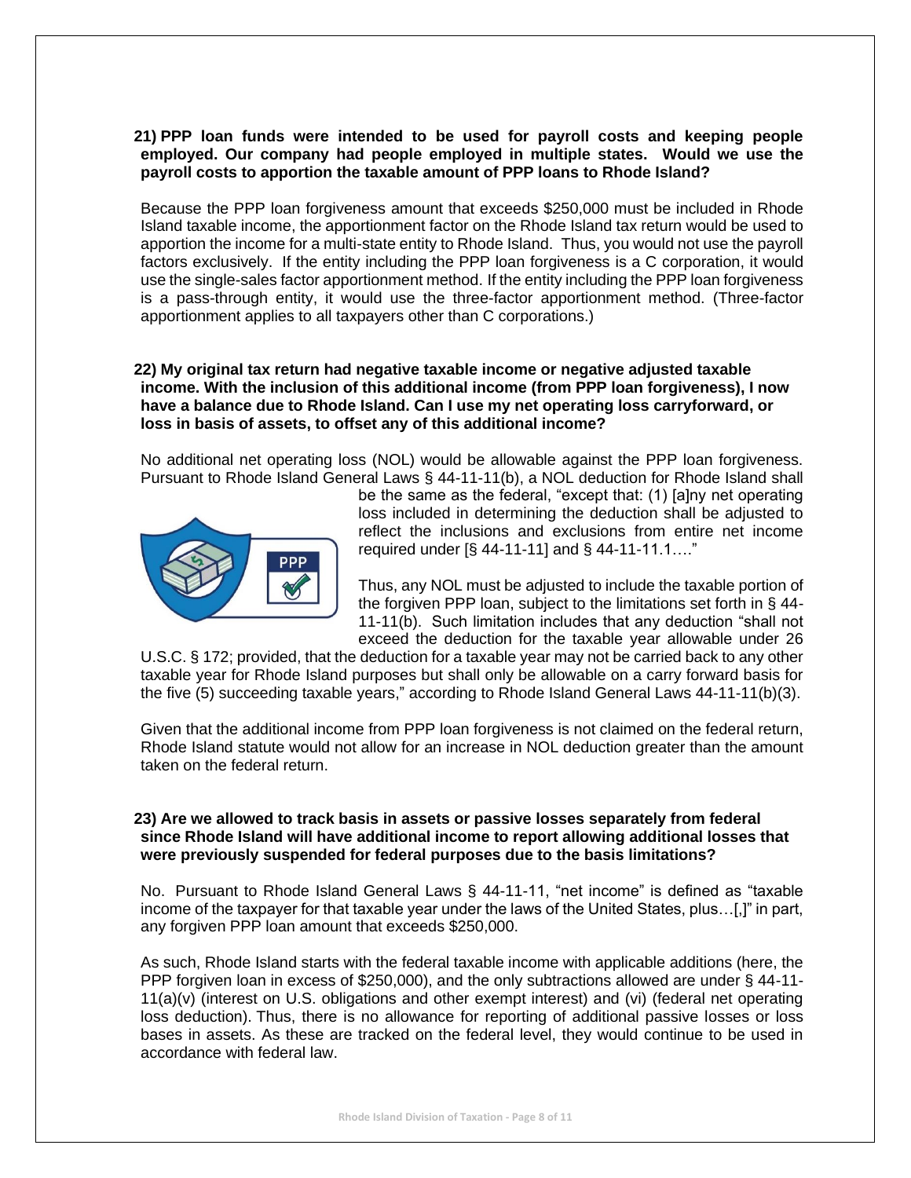**21) PPP loan funds were intended to be used for payroll costs and keeping people employed. Our company had people employed in multiple states. Would we use the payroll costs to apportion the taxable amount of PPP loans to Rhode Island?**

Because the PPP loan forgiveness amount that exceeds $250,000 must be included in Rhode Island taxable income, the apportionment factor on the Rhode Island tax return would be used to apportion the income for a multi-state entity to Rhode Island. Thus, you would not use the payroll factors exclusively. If the entity including the PPP loan forgiveness is a C corporation, it would use the single-sales factor apportionment method. If the entity including the PPP loan forgiveness is a pass-through entity, it would use the three-factor apportionment method. (Three-factor apportionment applies to all taxpayers other than C corporations.)

**22) My original tax return had negative taxable income or negative adjusted taxable income. With the inclusion of this additional income (from PPP loan forgiveness), I now have a balance due to Rhode Island. Can I use my net operating loss carryforward, or loss in basis of assets, to offset any of this additional income?**

No additional net operating loss (NOL) would be allowable against the PPP loan forgiveness. Pursuant to Rhode Island General Laws § 44-11-11(b), a NOL deduction for Rhode Island shall be the same as the federal, "except that: (1) [a]ny net operating loss included in determining the deduction shall be adjusted to reflect the inclusions and exclusions from entire net income required under [§ 44-11-11] and § 44-11-11.1…."

Thus, any NOL must be adjusted to include the taxable portion of the forgiven PPP loan, subject to the limitations set forth in § 44-11-11(b). Such limitation includes that any deduction "shall not exceed the deduction for the taxable year allowable under 26 U.S.C. § 172; provided, that the deduction for a taxable year may not be carried back to any other taxable year for Rhode Island purposes but shall only be allowable on a carry forward basis for the five (5) succeeding taxable years," according to Rhode Island General Laws 44-11-11(b)(3).

Given that the additional income from PPP loan forgiveness is not claimed on the federal return, Rhode Island statute would not allow for an increase in NOL deduction greater than the amount taken on the federal return.

**23) Are we allowed to track basis in assets or passive losses separately from federal since Rhode Island will have additional income to report allowing additional losses that were previously suspended for federal purposes due to the basis limitations?**

No. Pursuant to Rhode Island General Laws § 44-11-11, "net income" is defined as "taxable income of the taxpayer for that taxable year under the laws of the United States, plus…[,]" in part, any forgiven PPP loan amount that exceeds $250,000.

As such, Rhode Island starts with the federal taxable income with applicable additions (here, the PPP forgiven loan in excess of $250,000), and the only subtractions allowed are under § 44-11-11(a)(v) (interest on U.S. obligations and other exempt interest) and (vi) (federal net operating loss deduction). Thus, there is no allowance for reporting of additional passive losses or loss bases in assets. As these are tracked on the federal level, they would continue to be used in accordance with federal law.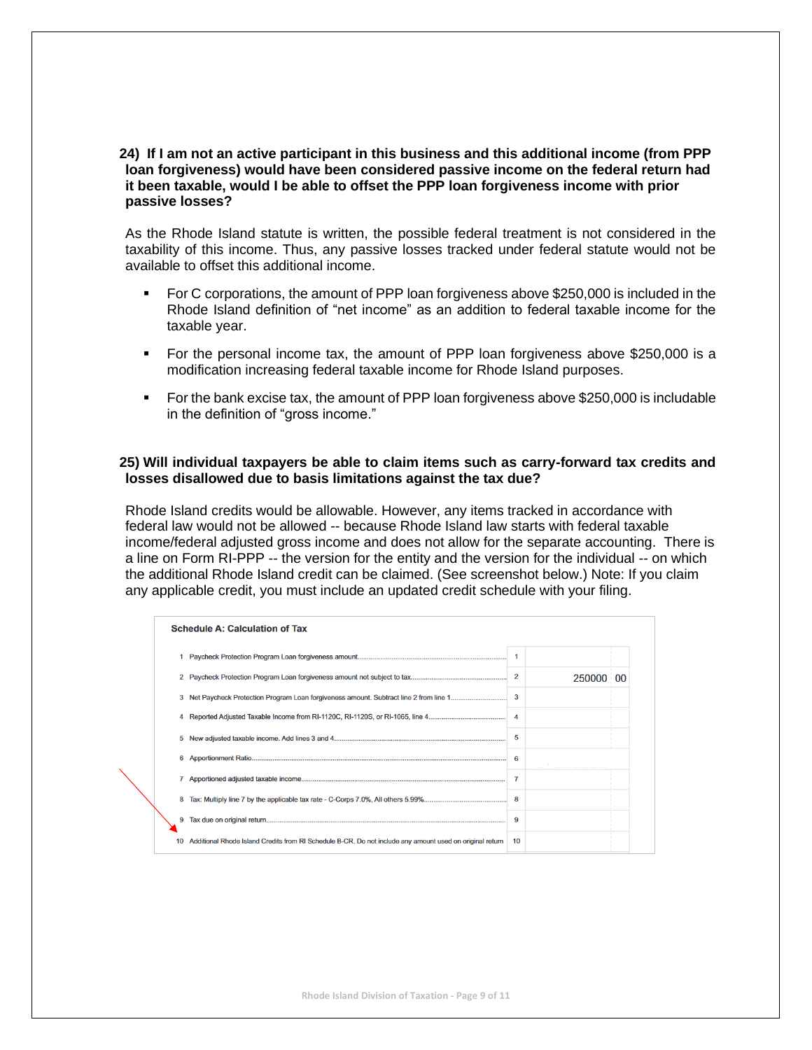**24) If I am not an active participant in this business and this additional income (from PPP loan forgiveness) would have been considered passive income on the federal return had it been taxable, would I be able to offset the PPP loan forgiveness income with prior passive losses?**

As the Rhode Island statute is written, the possible federal treatment is not considered in the taxability of this income. Thus, any passive losses tracked under federal statute would not be available to offset this additional income.

- For C corporations, the amount of PPP loan forgiveness above $250,000 is included in the Rhode Island definition of "net income" as an addition to federal taxable income for the taxable year.
- For the personal income tax, the amount of PPP loan forgiveness above $250,000 is a modification increasing federal taxable income for Rhode Island purposes.
- For the bank excise tax, the amount of PPP loan forgiveness above $250,000 is includable in the definition of "gross income."

**25) Will individual taxpayers be able to claim items such as carry-forward tax credits and losses disallowed due to basis limitations against the tax due?**

Rhode Island credits would be allowable. However, any items tracked in accordance with federal law would not be allowed -- because Rhode Island law starts with federal taxable income/federal adjusted gross income and does not allow for the separate accounting. There is a line on Form RI-PPP -- the version for the entity and the version for the individual -- on which the additional Rhode Island credit can be claimed. (See screenshot below.) Note: If you claim any applicable credit, you must include an updated credit schedule with your filing.

**Schedule A: Calculation of Tax**

| | | | | |
|---|---|---|---|---|
| 1 | Paycheck Protection Program Loan forgiveness amount | 1 | | |
| 2 | Paycheck Protection Program Loan forgiveness amount not subject to tax | 2 | 250000 | 00 |
| 3 | Net Paycheck Protection Program Loan forgiveness amount. Subtract line 2 from line 1 | 3 | | |
| 4 | Reported Adjusted Taxable Income from RI-1120C, RI-1120S, or RI-1065, line 4 | 4 | | |
| 5 | New adjusted taxable income. Add lines 3 and 4 | 5 | | |
| 6 | Apportionment Ratio | 6 | | |
| 7 | Apportioned adjusted taxable income | 7 | | |
| 8 | Tax: Multiply line 7 by the applicable tax rate - C-Corps 7.0%, All others 5.99% | 8 | | |
| 9 | Tax due on original return | 9 | | |
| 10 | Additional Rhode Island Credits from RI Schedule B-CR. Do not include any amount used on original return | 10 | | |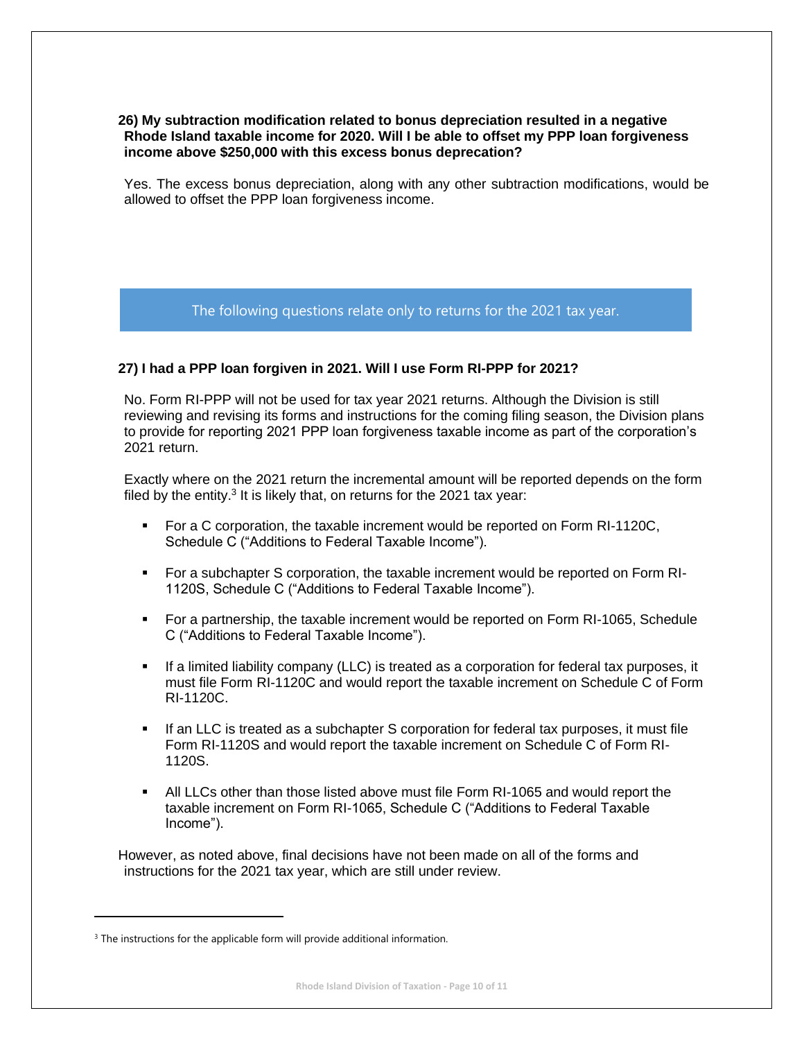**26) My subtraction modification related to bonus depreciation resulted in a negative Rhode Island taxable income for 2020. Will I be able to offset my PPP loan forgiveness income above $250,000 with this excess bonus deprecation?**

Yes. The excess bonus depreciation, along with any other subtraction modifications, would be allowed to offset the PPP loan forgiveness income.

The following questions relate only to returns for the 2021 tax year.

**27) I had a PPP loan forgiven in 2021. Will I use Form RI-PPP for 2021?**

No. Form RI-PPP will not be used for tax year 2021 returns. Although the Division is still reviewing and revising its forms and instructions for the coming filing season, the Division plans to provide for reporting 2021 PPP loan forgiveness taxable income as part of the corporation's 2021 return.

Exactly where on the 2021 return the incremental amount will be reported depends on the form filed by the entity.[3] It is likely that, on returns for the 2021 tax year:

- For a C corporation, the taxable increment would be reported on Form RI-1120C, Schedule C ("Additions to Federal Taxable Income").
- For a subchapter S corporation, the taxable increment would be reported on Form RI-1120S, Schedule C ("Additions to Federal Taxable Income").
- For a partnership, the taxable increment would be reported on Form RI-1065, Schedule C ("Additions to Federal Taxable Income").
- If a limited liability company (LLC) is treated as a corporation for federal tax purposes, it must file Form RI-1120C and would report the taxable increment on Schedule C of Form RI-1120C.
- If an LLC is treated as a subchapter S corporation for federal tax purposes, it must file Form RI-1120S and would report the taxable increment on Schedule C of Form RI-1120S.
- All LLCs other than those listed above must file Form RI-1065 and would report the taxable increment on Form RI-1065, Schedule C ("Additions to Federal Taxable Income").

However, as noted above, final decisions have not been made on all of the forms and instructions for the 2021 tax year, which are still under review.

[3] The instructions for the applicable form will provide additional information.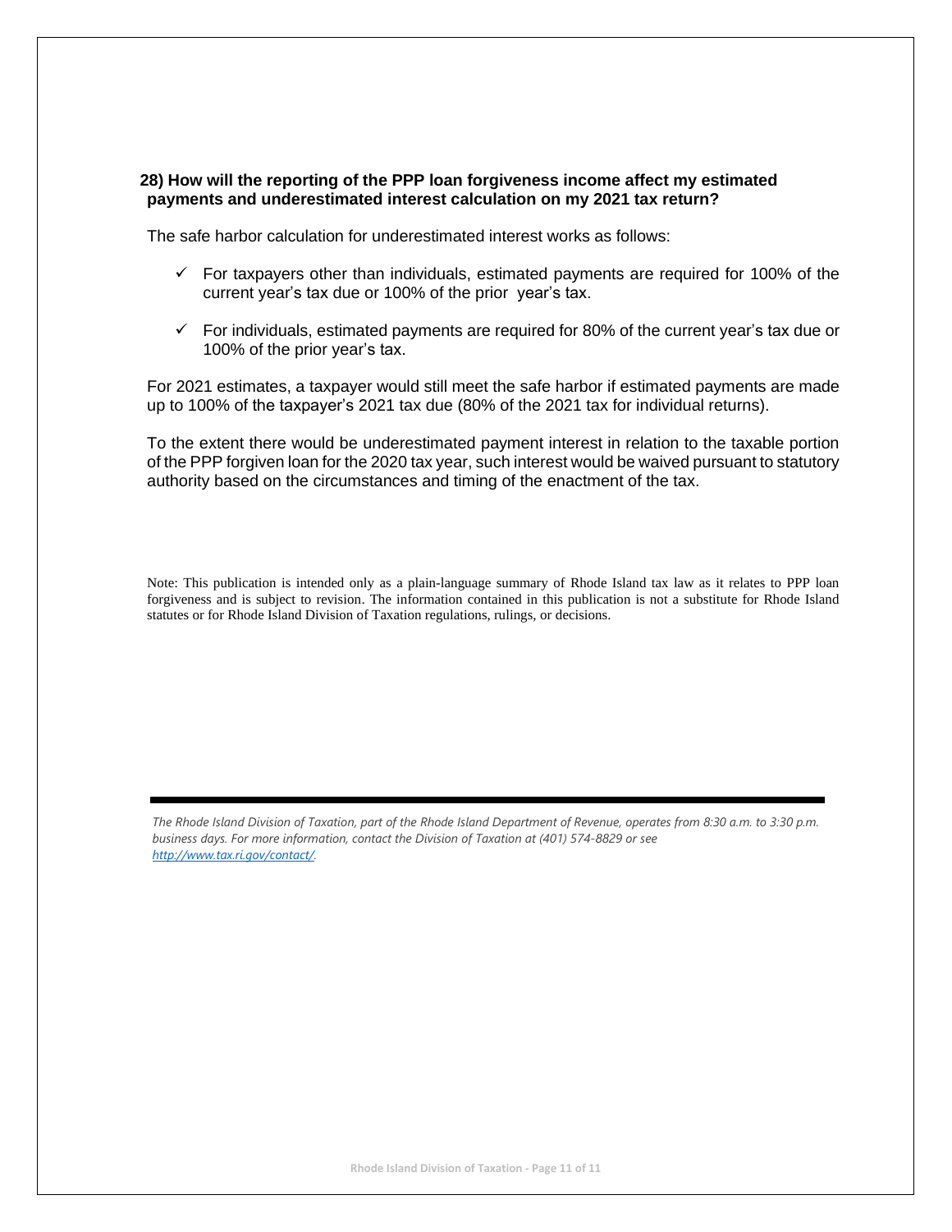**28) How will the reporting of the PPP loan forgiveness income affect my estimated payments and underestimated interest calculation on my 2021 tax return?**

The safe harbor calculation for underestimated interest works as follows:

- ✓ For taxpayers other than individuals, estimated payments are required for 100% of the current year's tax due or 100% of the prior year's tax.
- ✓ For individuals, estimated payments are required for 80% of the current year's tax due or 100% of the prior year's tax.

For 2021 estimates, a taxpayer would still meet the safe harbor if estimated payments are made up to 100% of the taxpayer's 2021 tax due (80% of the 2021 tax for individual returns).

To the extent there would be underestimated payment interest in relation to the taxable portion of the PPP forgiven loan for the 2020 tax year, such interest would be waived pursuant to statutory authority based on the circumstances and timing of the enactment of the tax.

Note: This publication is intended only as a plain-language summary of Rhode Island tax law as it relates to PPP loan forgiveness and is subject to revision. The information contained in this publication is not a substitute for Rhode Island statutes or for Rhode Island Division of Taxation regulations, rulings, or decisions.

---

*The Rhode Island Division of Taxation, part of the Rhode Island Department of Revenue, operates from 8:30 a.m. to 3:30 p.m. business days. For more information, contact the Division of Taxation at (401) 574-8829 or see [http://www.tax.ri.gov/contact/](http://www.tax.ri.gov/contact/).*